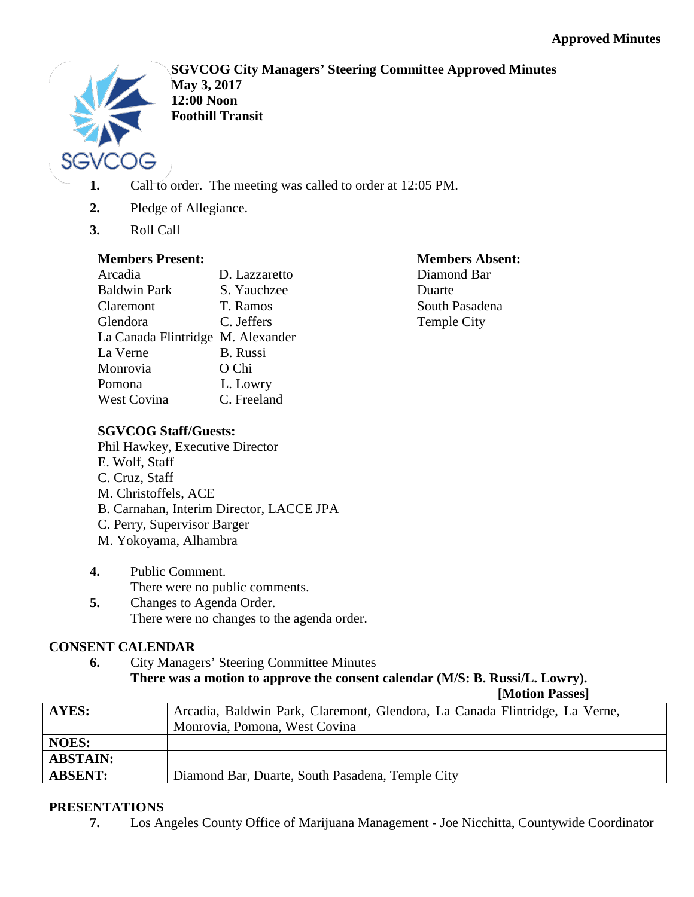**Approved Minutes**

**SGVCOG City Managers' Steering Committee Approved Minutes**
**May 3, 2017**
**12:00 Noon**
**Foothill Transit**

1. Call to order. The meeting was called to order at 12:05 PM.
2. Pledge of Allegiance.
3. Roll Call

**Members Present:**

| | |
|---|---|
| Arcadia | D. Lazzaretto |
| Baldwin Park | S. Yauchzee |
| Claremont | T. Ramos |
| Glendora | C. Jeffers |
| La Canada Flintridge | M. Alexander |
| La Verne | B. Russi |
| Monrovia | O Chi |
| Pomona | L. Lowry |
| West Covina | C. Freeland |

**Members Absent:**
Diamond Bar
Duarte
South Pasadena
Temple City

**SGVCOG Staff/Guests:**
Phil Hawkey, Executive Director
E. Wolf, Staff
C. Cruz, Staff
M. Christoffels, ACE
B. Carnahan, Interim Director, LACCE JPA
C. Perry, Supervisor Barger
M. Yokoyama, Alhambra

4. Public Comment.
   There were no public comments.
5. Changes to Agenda Order.
   There were no changes to the agenda order.

## CONSENT CALENDAR

6. City Managers' Steering Committee Minutes
   **There was a motion to approve the consent calendar (M/S: B. Russi/L. Lowry).**
   **[Motion Passes]**

| | |
|---|---|
| **AYES:** | Arcadia, Baldwin Park, Claremont, Glendora, La Canada Flintridge, La Verne, Monrovia, Pomona, West Covina |
| **NOES:** | |
| **ABSTAIN:** | |
| **ABSENT:** | Diamond Bar, Duarte, South Pasadena, Temple City |

## PRESENTATIONS

7. Los Angeles County Office of Marijuana Management - Joe Nicchitta, Countywide Coordinator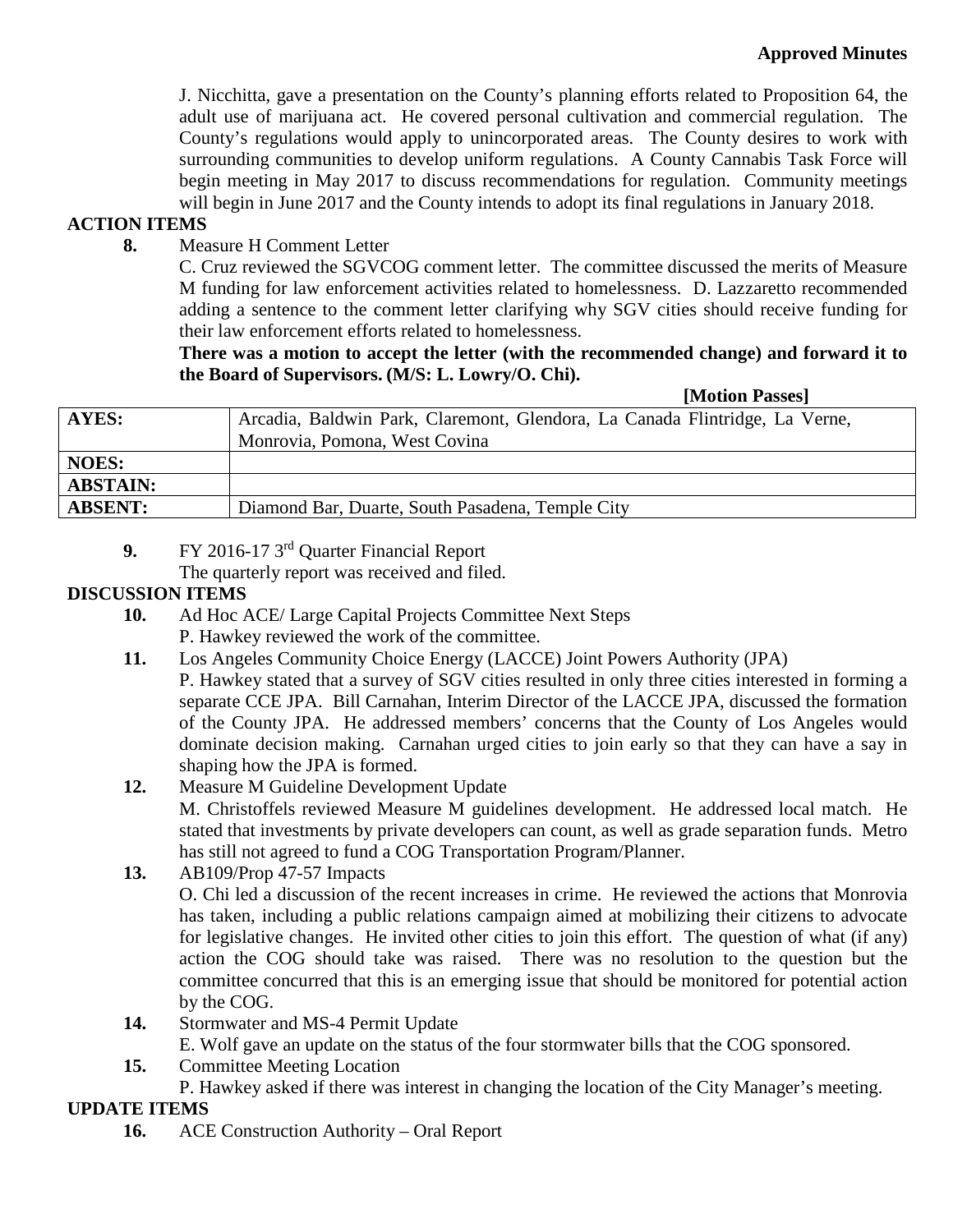**Approved Minutes**

J. Nicchitta, gave a presentation on the County's planning efforts related to Proposition 64, the adult use of marijuana act. He covered personal cultivation and commercial regulation. The County's regulations would apply to unincorporated areas. The County desires to work with surrounding communities to develop uniform regulations. A County Cannabis Task Force will begin meeting in May 2017 to discuss recommendations for regulation. Community meetings will begin in June 2017 and the County intends to adopt its final regulations in January 2018.

## ACTION ITEMS

**8.** Measure H Comment Letter

C. Cruz reviewed the SGVCOG comment letter. The committee discussed the merits of Measure M funding for law enforcement activities related to homelessness. D. Lazzaretto recommended adding a sentence to the comment letter clarifying why SGV cities should receive funding for their law enforcement efforts related to homelessness.

**There was a motion to accept the letter (with the recommended change) and forward it to the Board of Supervisors. (M/S: L. Lowry/O. Chi).**

**[Motion Passes]**

| | |
|---|---|
| **AYES:** | Arcadia, Baldwin Park, Claremont, Glendora, La Canada Flintridge, La Verne, Monrovia, Pomona, West Covina |
| **NOES:** | |
| **ABSTAIN:** | |
| **ABSENT:** | Diamond Bar, Duarte, South Pasadena, Temple City |

**9.** FY 2016-17 3rd Quarter Financial Report

The quarterly report was received and filed.

## DISCUSSION ITEMS

**10.** Ad Hoc ACE/ Large Capital Projects Committee Next Steps

P. Hawkey reviewed the work of the committee.

**11.** Los Angeles Community Choice Energy (LACCE) Joint Powers Authority (JPA)

P. Hawkey stated that a survey of SGV cities resulted in only three cities interested in forming a separate CCE JPA. Bill Carnahan, Interim Director of the LACCE JPA, discussed the formation of the County JPA. He addressed members' concerns that the County of Los Angeles would dominate decision making. Carnahan urged cities to join early so that they can have a say in shaping how the JPA is formed.

**12.** Measure M Guideline Development Update

M. Christoffels reviewed Measure M guidelines development. He addressed local match. He stated that investments by private developers can count, as well as grade separation funds. Metro has still not agreed to fund a COG Transportation Program/Planner.

**13.** AB109/Prop 47-57 Impacts

O. Chi led a discussion of the recent increases in crime. He reviewed the actions that Monrovia has taken, including a public relations campaign aimed at mobilizing their citizens to advocate for legislative changes. He invited other cities to join this effort. The question of what (if any) action the COG should take was raised. There was no resolution to the question but the committee concurred that this is an emerging issue that should be monitored for potential action by the COG.

**14.** Stormwater and MS-4 Permit Update

E. Wolf gave an update on the status of the four stormwater bills that the COG sponsored.

**15.** Committee Meeting Location

P. Hawkey asked if there was interest in changing the location of the City Manager's meeting.

## UPDATE ITEMS

**16.** ACE Construction Authority – Oral Report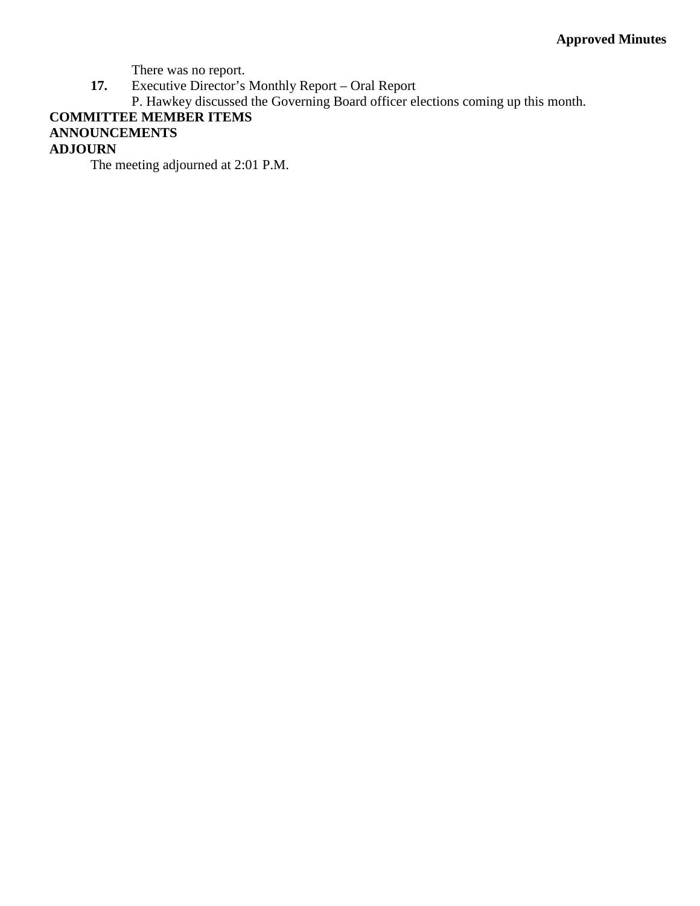There was no report.

**17.** Executive Director's Monthly Report – Oral Report

P. Hawkey discussed the Governing Board officer elections coming up this month.

**COMMITTEE MEMBER ITEMS**

**ANNOUNCEMENTS**

**ADJOURN**

The meeting adjourned at 2:01 P.M.